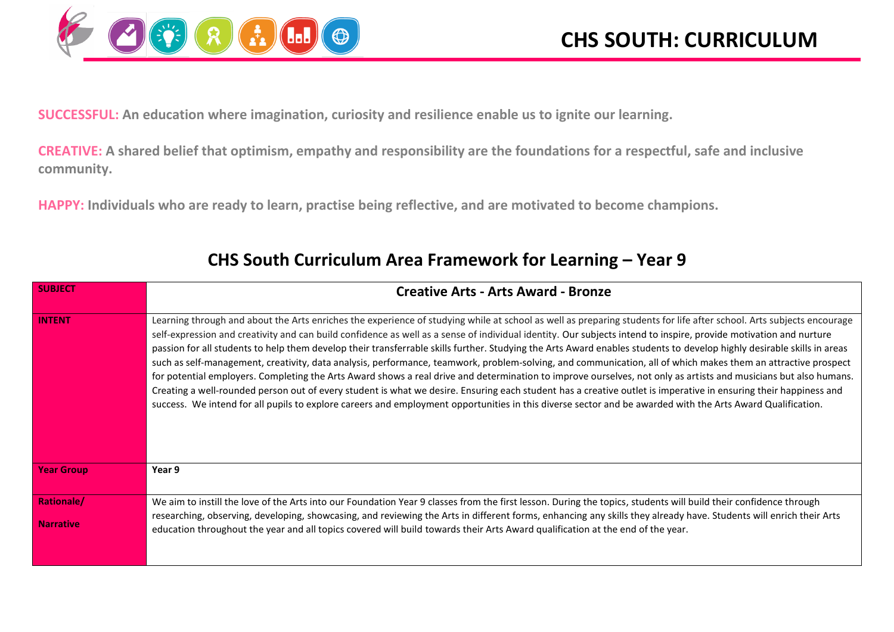# CHS SOUTH: CURRICULUM

**SUCCESSFUL:** **An education where imagination, curiosity and resilience enable us to ignite our learning.**

**CREATIVE:** **A shared belief that optimism, empathy and responsibility are the foundations for a respectful, safe and inclusive community.**

**HAPPY:** **Individuals who are ready to learn, practise being reflective, and are motivated to become champions.**

## CHS South Curriculum Area Framework for Learning – Year 9

| | |
|---|---|
| **SUBJECT** | **Creative Arts - Arts Award - Bronze** |
| **INTENT** | Learning through and about the Arts enriches the experience of studying while at school as well as preparing students for life after school. Arts subjects encourage self-expression and creativity and can build confidence as well as a sense of individual identity. Our subjects intend to inspire, provide motivation and nurture passion for all students to help them develop their transferrable skills further. Studying the Arts Award enables students to develop highly desirable skills in areas such as self-management, creativity, data analysis, performance, teamwork, problem-solving, and communication, all of which makes them an attractive prospect for potential employers. Completing the Arts Award shows a real drive and determination to improve ourselves, not only as artists and musicians but also humans. Creating a well-rounded person out of every student is what we desire. Ensuring each student has a creative outlet is imperative in ensuring their happiness and success. We intend for all pupils to explore careers and employment opportunities in this diverse sector and be awarded with the Arts Award Qualification. |
| **Year Group** | **Year 9** |
| **Rationale/ Narrative** | We aim to instill the love of the Arts into our Foundation Year 9 classes from the first lesson. During the topics, students will build their confidence through researching, observing, developing, showcasing, and reviewing the Arts in different forms, enhancing any skills they already have. Students will enrich their Arts education throughout the year and all topics covered will build towards their Arts Award qualification at the end of the year. |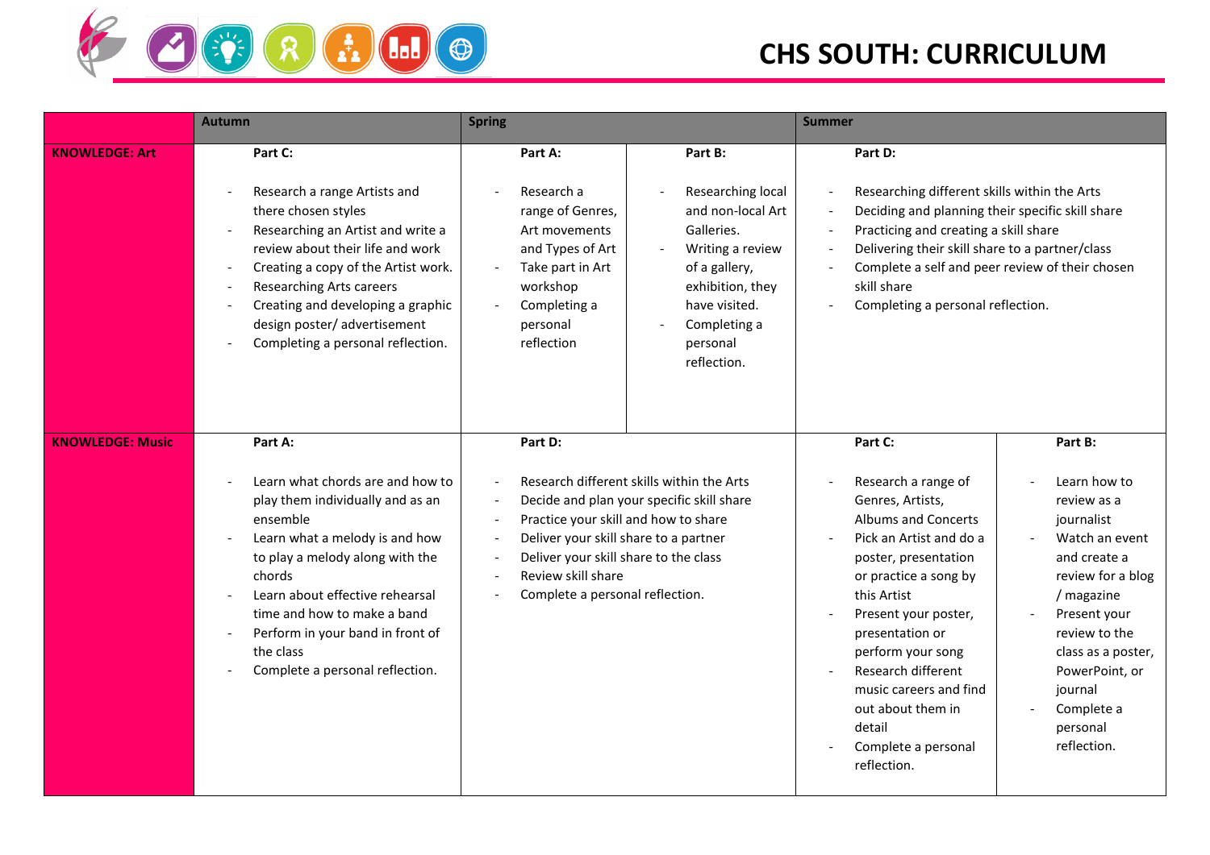# CHS SOUTH: CURRICULUM

| | Autumn | Spring | | Summer | |
|---|---|---|---|---|---|
| **KNOWLEDGE: Art** | **Part C:**<br>- Research a range Artists and there chosen styles<br>- Researching an Artist and write a review about their life and work<br>- Creating a copy of the Artist work.<br>- Researching Arts careers<br>- Creating and developing a graphic design poster/ advertisement<br>- Completing a personal reflection. | **Part A:**<br>- Research a range of Genres, Art movements and Types of Art<br>- Take part in Art workshop<br>- Completing a personal reflection | **Part B:**<br>- Researching local and non-local Art Galleries.<br>- Writing a review of a gallery, exhibition, they have visited.<br>- Completing a personal reflection. | **Part D:**<br>- Researching different skills within the Arts<br>- Deciding and planning their specific skill share<br>- Practicing and creating a skill share<br>- Delivering their skill share to a partner/class<br>- Complete a self and peer review of their chosen skill share<br>- Completing a personal reflection. | |
| **KNOWLEDGE: Music** | **Part A:**<br>- Learn what chords are and how to play them individually and as an ensemble<br>- Learn what a melody is and how to play a melody along with the chords<br>- Learn about effective rehearsal time and how to make a band<br>- Perform in your band in front of the class<br>- Complete a personal reflection. | **Part D:**<br>- Research different skills within the Arts<br>- Decide and plan your specific skill share<br>- Practice your skill and how to share<br>- Deliver your skill share to a partner<br>- Deliver your skill share to the class<br>- Review skill share<br>- Complete a personal reflection. | | **Part C:**<br>- Research a range of Genres, Artists, Albums and Concerts<br>- Pick an Artist and do a poster, presentation or practice a song by this Artist<br>- Present your poster, presentation or perform your song<br>- Research different music careers and find out about them in detail<br>- Complete a personal reflection. | **Part B:**<br>- Learn how to review as a journalist<br>- Watch an event and create a review for a blog / magazine<br>- Present your review to the class as a poster, PowerPoint, or journal<br>- Complete a personal reflection. |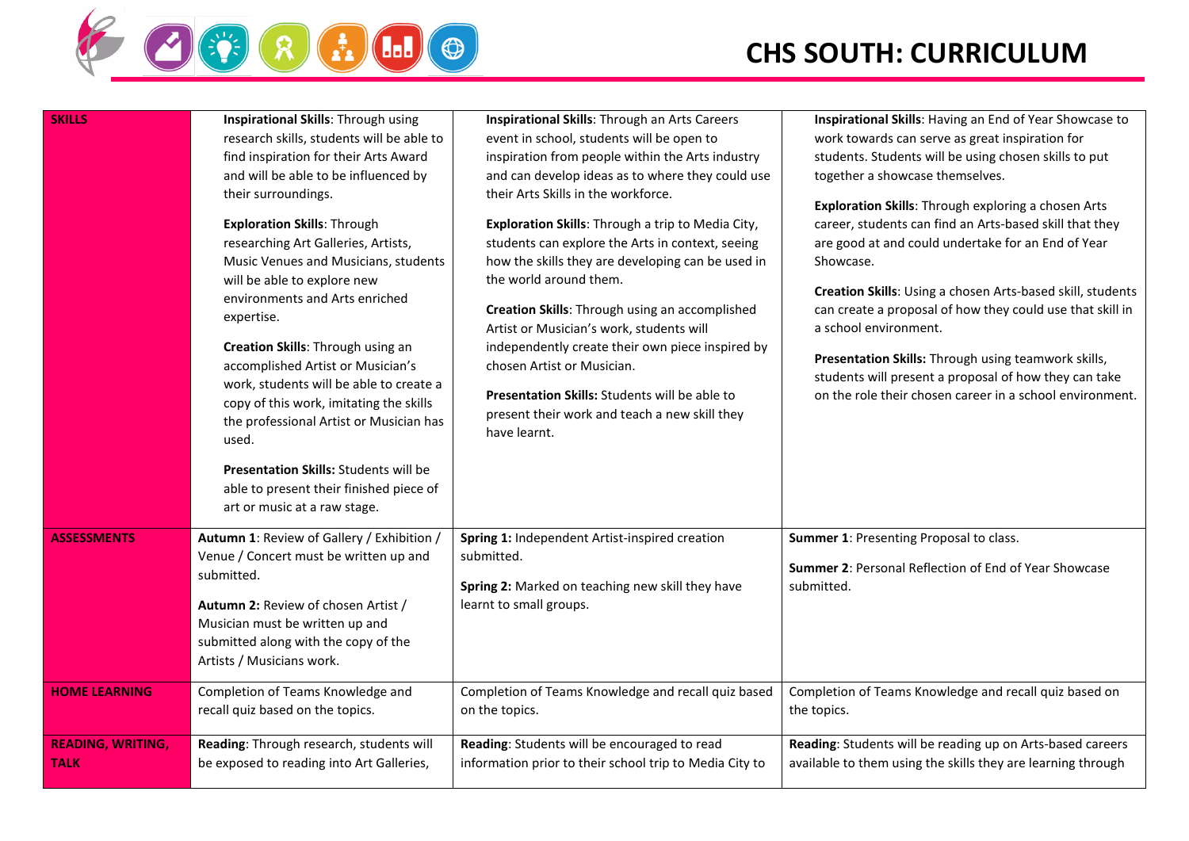# CHS SOUTH: CURRICULUM

| | | | |
|---|---|---|---|
| **SKILLS** | **Inspirational Skills**: Through using research skills, students will be able to find inspiration for their Arts Award and will be able to be influenced by their surroundings.<br><br>**Exploration Skills**: Through researching Art Galleries, Artists, Music Venues and Musicians, students will be able to explore new environments and Arts enriched expertise.<br><br>**Creation Skills**: Through using an accomplished Artist or Musician's work, students will be able to create a copy of this work, imitating the skills the professional Artist or Musician has used.<br><br>**Presentation Skills:** Students will be able to present their finished piece of art or music at a raw stage. | **Inspirational Skills**: Through an Arts Careers event in school, students will be open to inspiration from people within the Arts industry and can develop ideas as to where they could use their Arts Skills in the workforce.<br><br>**Exploration Skills**: Through a trip to Media City, students can explore the Arts in context, seeing how the skills they are developing can be used in the world around them.<br><br>**Creation Skills**: Through using an accomplished Artist or Musician's work, students will independently create their own piece inspired by chosen Artist or Musician.<br><br>**Presentation Skills:** Students will be able to present their work and teach a new skill they have learnt. | **Inspirational Skills**: Having an End of Year Showcase to work towards can serve as great inspiration for students. Students will be using chosen skills to put together a showcase themselves.<br><br>**Exploration Skills**: Through exploring a chosen Arts career, students can find an Arts-based skill that they are good at and could undertake for an End of Year Showcase.<br><br>**Creation Skills**: Using a chosen Arts-based skill, students can create a proposal of how they could use that skill in a school environment.<br><br>**Presentation Skills:** Through using teamwork skills, students will present a proposal of how they can take on the role their chosen career in a school environment. |
| **ASSESSMENTS** | **Autumn 1**: Review of Gallery / Exhibition / Venue / Concert must be written up and submitted.<br><br>**Autumn 2:** Review of chosen Artist / Musician must be written up and submitted along with the copy of the Artists / Musicians work. | **Spring 1:** Independent Artist-inspired creation submitted.<br><br>**Spring 2:** Marked on teaching new skill they have learnt to small groups. | **Summer 1**: Presenting Proposal to class.<br><br>**Summer 2**: Personal Reflection of End of Year Showcase submitted. |
| **HOME LEARNING** | Completion of Teams Knowledge and recall quiz based on the topics. | Completion of Teams Knowledge and recall quiz based on the topics. | Completion of Teams Knowledge and recall quiz based on the topics. |
| **READING, WRITING, TALK** | **Reading**: Through research, students will be exposed to reading into Art Galleries, | **Reading**: Students will be encouraged to read information prior to their school trip to Media City to | **Reading**: Students will be reading up on Arts-based careers available to them using the skills they are learning through |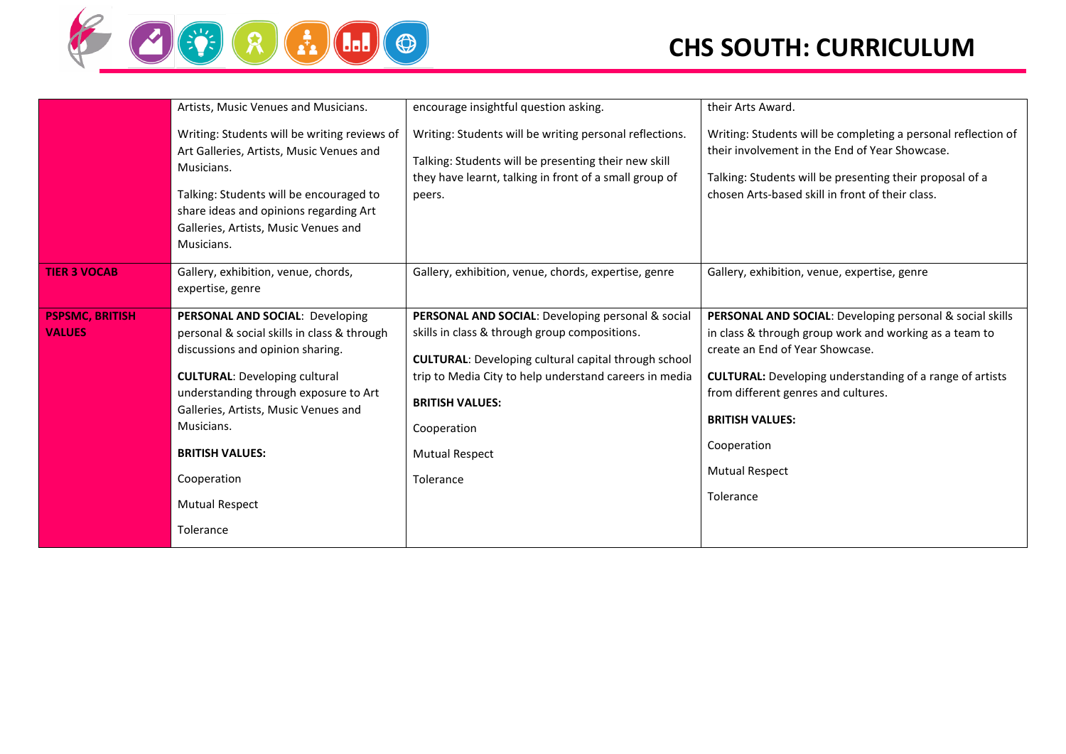| | | | |
|---|---|---|---|
| | Artists, Music Venues and Musicians.<br><br>Writing: Students will be writing reviews of Art Galleries, Artists, Music Venues and Musicians.<br><br>Talking: Students will be encouraged to share ideas and opinions regarding Art Galleries, Artists, Music Venues and Musicians. | encourage insightful question asking.<br><br>Writing: Students will be writing personal reflections.<br><br>Talking: Students will be presenting their new skill they have learnt, talking in front of a small group of peers. | their Arts Award.<br><br>Writing: Students will be completing a personal reflection of their involvement in the End of Year Showcase.<br><br>Talking: Students will be presenting their proposal of a chosen Arts-based skill in front of their class. |
| **TIER 3 VOCAB** | Gallery, exhibition, venue, chords, expertise, genre | Gallery, exhibition, venue, chords, expertise, genre | Gallery, exhibition, venue, expertise, genre |
| **PSPSMC, BRITISH VALUES** | **PERSONAL AND SOCIAL**: Developing personal & social skills in class & through discussions and opinion sharing.<br><br>**CULTURAL**: Developing cultural understanding through exposure to Art Galleries, Artists, Music Venues and Musicians.<br><br>**BRITISH VALUES:**<br><br>Cooperation<br><br>Mutual Respect<br><br>Tolerance | **PERSONAL AND SOCIAL**: Developing personal & social skills in class & through group compositions.<br><br>**CULTURAL**: Developing cultural capital through school trip to Media City to help understand careers in media<br><br>**BRITISH VALUES:**<br><br>Cooperation<br><br>Mutual Respect<br><br>Tolerance | **PERSONAL AND SOCIAL**: Developing personal & social skills in class & through group work and working as a team to create an End of Year Showcase.<br><br>**CULTURAL:** Developing understanding of a range of artists from different genres and cultures.<br><br>**BRITISH VALUES:**<br><br>Cooperation<br><br>Mutual Respect<br><br>Tolerance |